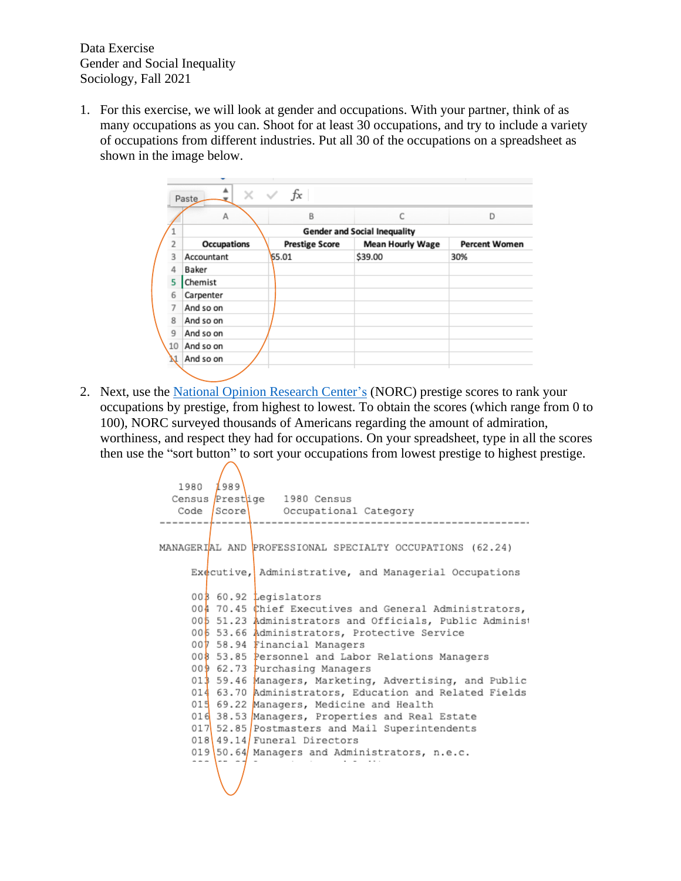Data Exercise
Gender and Social Inequality
Sociology, Fall 2021

1. For this exercise, we will look at gender and occupations. With your partner, think of as many occupations as you can. Shoot for at least 30 occupations, and try to include a variety of occupations from different industries. Put all 30 of the occupations on a spreadsheet as shown in the image below.

| | A | B | C | D |
|---|---|---|---|---|
| 1 | | Gender and Social Inequality | | |
| 2 | Occupations | Prestige Score | Mean Hourly Wage | Percent Women |
| 3 | Accountant | 65.01 | $39.00 | 30% |
| 4 | Baker | | | |
| 5 | Chemist | | | |
| 6 | Carpenter | | | |
| 7 | And so on | | | |
| 8 | And so on | | | |
| 9 | And so on | | | |
| 10 | And so on | | | |
| 11 | And so on | | | |

2. Next, use the [National Opinion Research Center's](National Opinion Research Center's) (NORC) prestige scores to rank your occupations by prestige, from highest to lowest. To obtain the scores (which range from 0 to 100), NORC surveyed thousands of Americans regarding the amount of admiration, worthiness, and respect they had for occupations. On your spreadsheet, type in all the scores then use the "sort button" to sort your occupations from lowest prestige to highest prestige.

```
 1980   1989
Census Prestige   1980 Census
 Code  Score      Occupational Category
-----------------------------------------------------------------

MANAGERIAL AND PROFESSIONAL SPECIALTY OCCUPATIONS (62.24)

     Executive, Administrative, and Managerial Occupations

     003 60.92 Legislators
     004 70.45 Chief Executives and General Administrators,
     005 51.23 Administrators and Officials, Public Adminis
     006 53.66 Administrators, Protective Service
     007 58.94 Financial Managers
     008 53.85 Personnel and Labor Relations Managers
     009 62.73 Purchasing Managers
     013 59.46 Managers, Marketing, Advertising, and Public
     014 63.70 Administrators, Education and Related Fields
     015 69.22 Managers, Medicine and Health
     016 38.53 Managers, Properties and Real Estate
     017 52.85 Postmasters and Mail Superintendents
     018 49.14 Funeral Directors
     019 50.64 Managers and Administrators, n.e.c.
```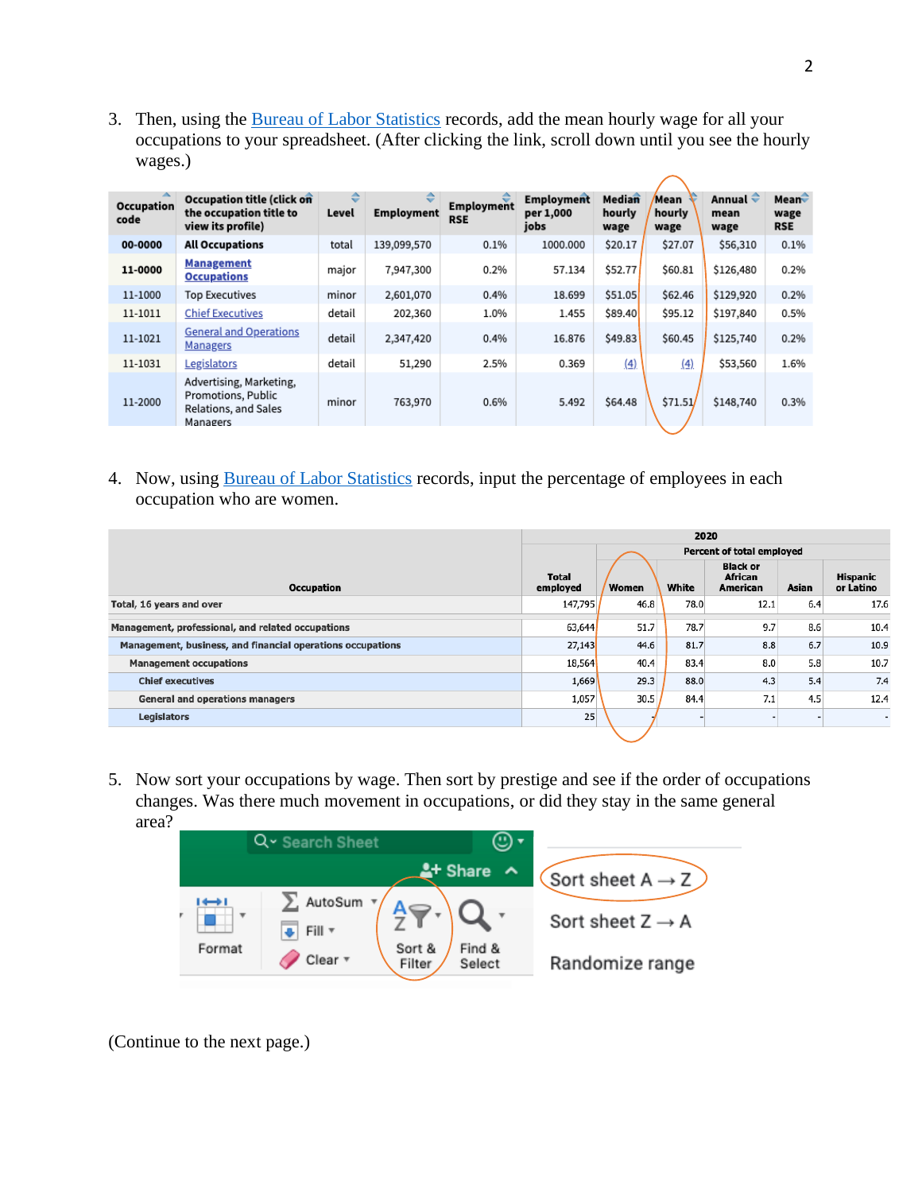3. Then, using the Bureau of Labor Statistics records, add the mean hourly wage for all your occupations to your spreadsheet. (After clicking the link, scroll down until you see the hourly wages.)

| Occupation code | Occupation title (click on the occupation title to view its profile) | Level | Employment | Employment RSE | Employment per 1,000 jobs | Median hourly wage | Mean hourly wage | Annual mean wage | Mean wage RSE |
|---|---|---|---|---|---|---|---|---|---|
| 00-0000 | All Occupations | total | 139,099,570 | 0.1% | 1000.000 | $20.17 | $27.07 | $56,310 | 0.1% |
| 11-0000 | Management Occupations | major | 7,947,300 | 0.2% | 57.134 | $52.77 | $60.81 | $126,480 | 0.2% |
| 11-1000 | Top Executives | minor | 2,601,070 | 0.4% | 18.699 | $51.05 | $62.46 | $129,920 | 0.2% |
| 11-1011 | Chief Executives | detail | 202,360 | 1.0% | 1.455 | $89.40 | $95.12 | $197,840 | 0.5% |
| 11-1021 | General and Operations Managers | detail | 2,347,420 | 0.4% | 16.876 | $49.83 | $60.45 | $125,740 | 0.2% |
| 11-1031 | Legislators | detail | 51,290 | 2.5% | 0.369 | (4) | (4) | $53,560 | 1.6% |
| 11-2000 | Advertising, Marketing, Promotions, Public Relations, and Sales Managers | minor | 763,970 | 0.6% | 5.492 | $64.48 | $71.51 | $148,740 | 0.3% |

4. Now, using Bureau of Labor Statistics records, input the percentage of employees in each occupation who are women.

| Occupation | 2020 | | | | | |
|---|---|---|---|---|---|---|
| | Total employed | Percent of total employed | | | | |
| | | Women | White | Black or African American | Asian | Hispanic or Latino |
| Total, 16 years and over | 147,795 | 46.8 | 78.0 | 12.1 | 6.4 | 17.6 |
| Management, professional, and related occupations | 63,644 | 51.7 | 78.7 | 9.7 | 8.6 | 10.4 |
| Management, business, and financial operations occupations | 27,143 | 44.6 | 81.7 | 8.8 | 6.7 | 10.9 |
| Management occupations | 18,564 | 40.4 | 83.4 | 8.0 | 5.8 | 10.7 |
| Chief executives | 1,669 | 29.3 | 88.0 | 4.3 | 5.4 | 7.4 |
| General and operations managers | 1,057 | 30.5 | 84.4 | 7.1 | 4.5 | 12.4 |
| Legislators | 25 | - | - | - | - | - |

5. Now sort your occupations by wage. Then sort by prestige and see if the order of occupations changes. Was there much movement in occupations, or did they stay in the same general area?

Search Sheet | Share | Format | AutoSum | Fill | Clear | Sort & Filter | Find & Select

Sort sheet A → Z

Sort sheet Z → A

Randomize range

(Continue to the next page.)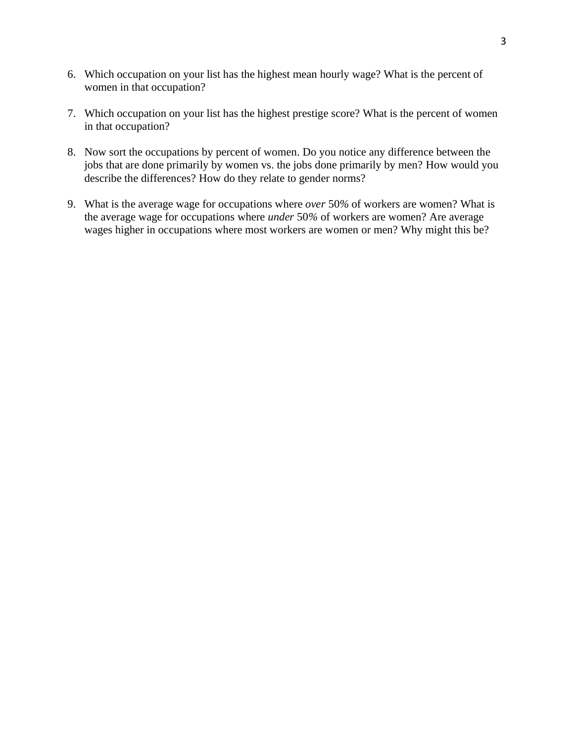6. Which occupation on your list has the highest mean hourly wage? What is the percent of women in that occupation?

7. Which occupation on your list has the highest prestige score? What is the percent of women in that occupation?

8. Now sort the occupations by percent of women. Do you notice any difference between the jobs that are done primarily by women vs. the jobs done primarily by men? How would you describe the differences? How do they relate to gender norms?

9. What is the average wage for occupations where *over* 50% of workers are women? What is the average wage for occupations where *under* 50% of workers are women? Are average wages higher in occupations where most workers are women or men? Why might this be?